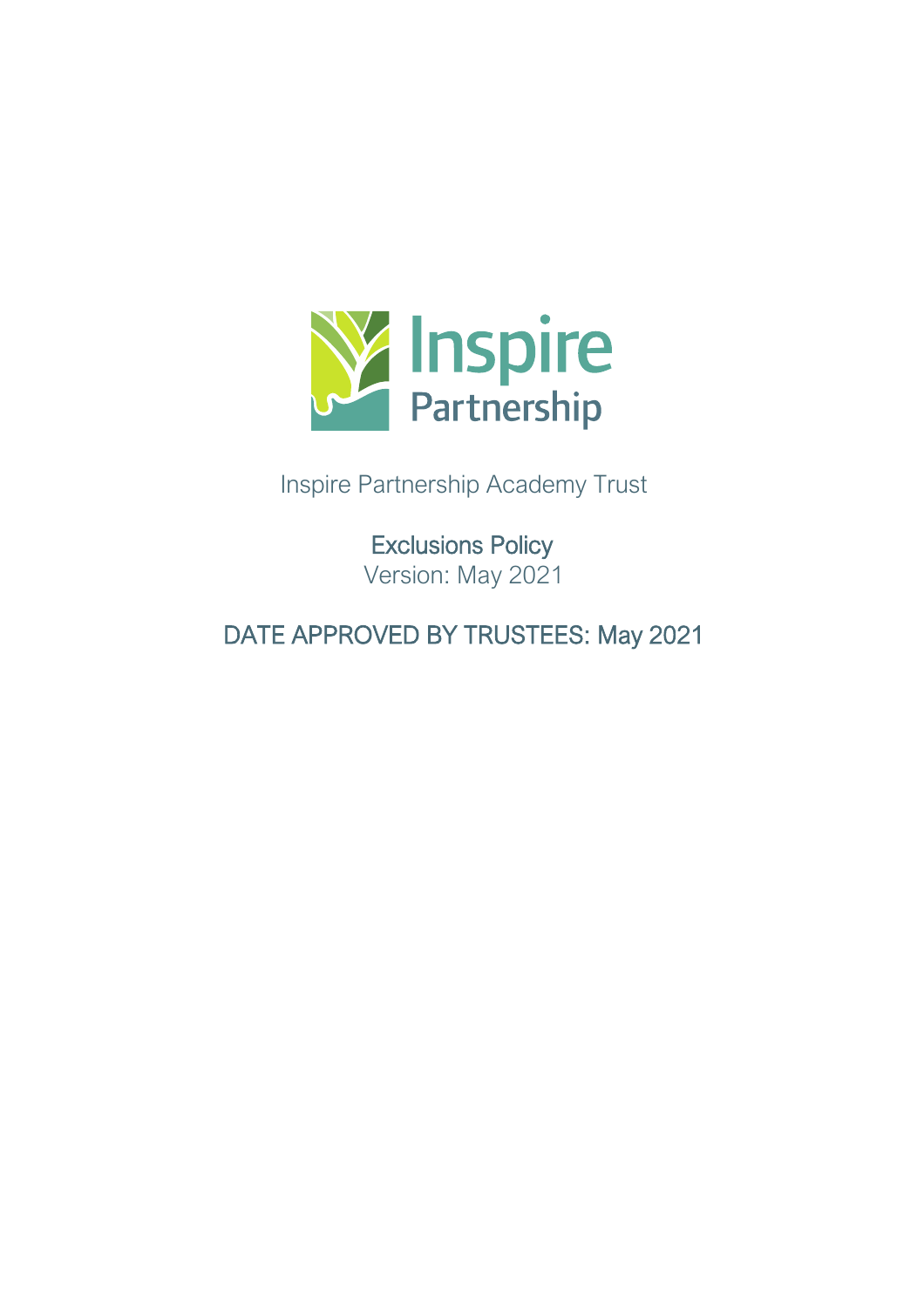Inspire Partnership

Inspire Partnership Academy Trust

# Exclusions Policy

Version: May 2021

## DATE APPROVED BY TRUSTEES: May 2021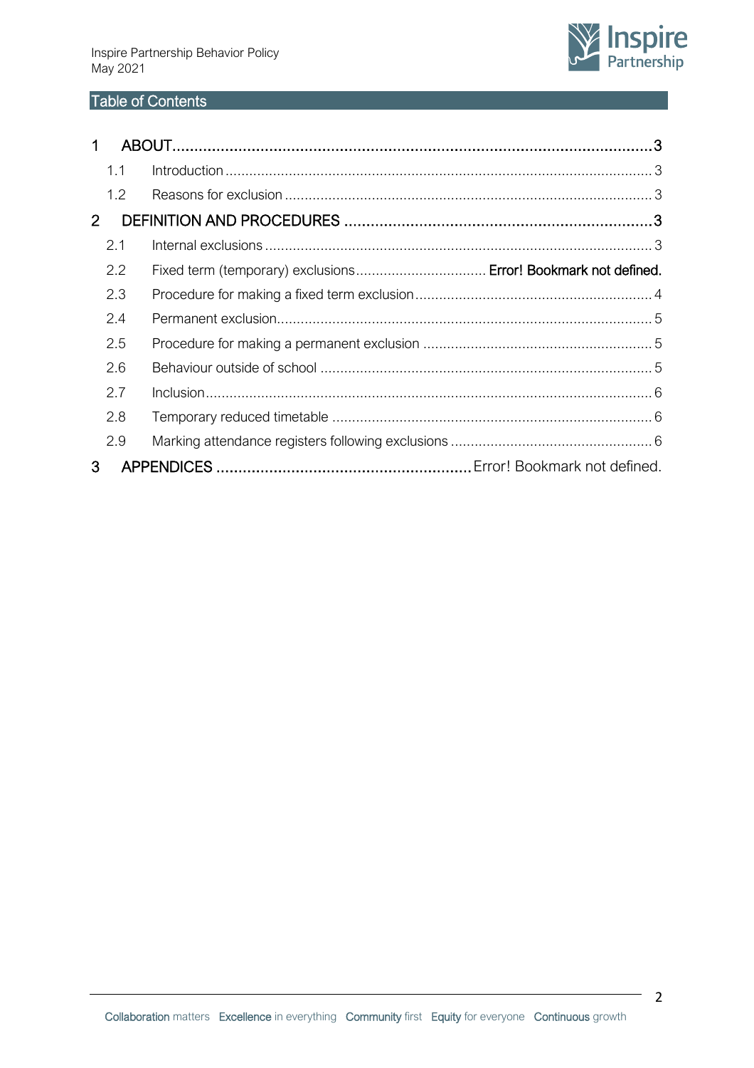## Table of Contents

1 ABOUT.....3

1.1 Introduction.....3

1.2 Reasons for exclusion.....3

2 DEFINITION AND PROCEDURES.....3

2.1 Internal exclusions.....3

2.2 Fixed term (temporary) exclusions..... **Error! Bookmark not defined.**

2.3 Procedure for making a fixed term exclusion.....4

2.4 Permanent exclusion.....5

2.5 Procedure for making a permanent exclusion.....5

2.6 Behaviour outside of school.....5

2.7 Inclusion.....6

2.8 Temporary reduced timetable.....6

2.9 Marking attendance registers following exclusions.....6

3 APPENDICES..... Error! Bookmark not defined.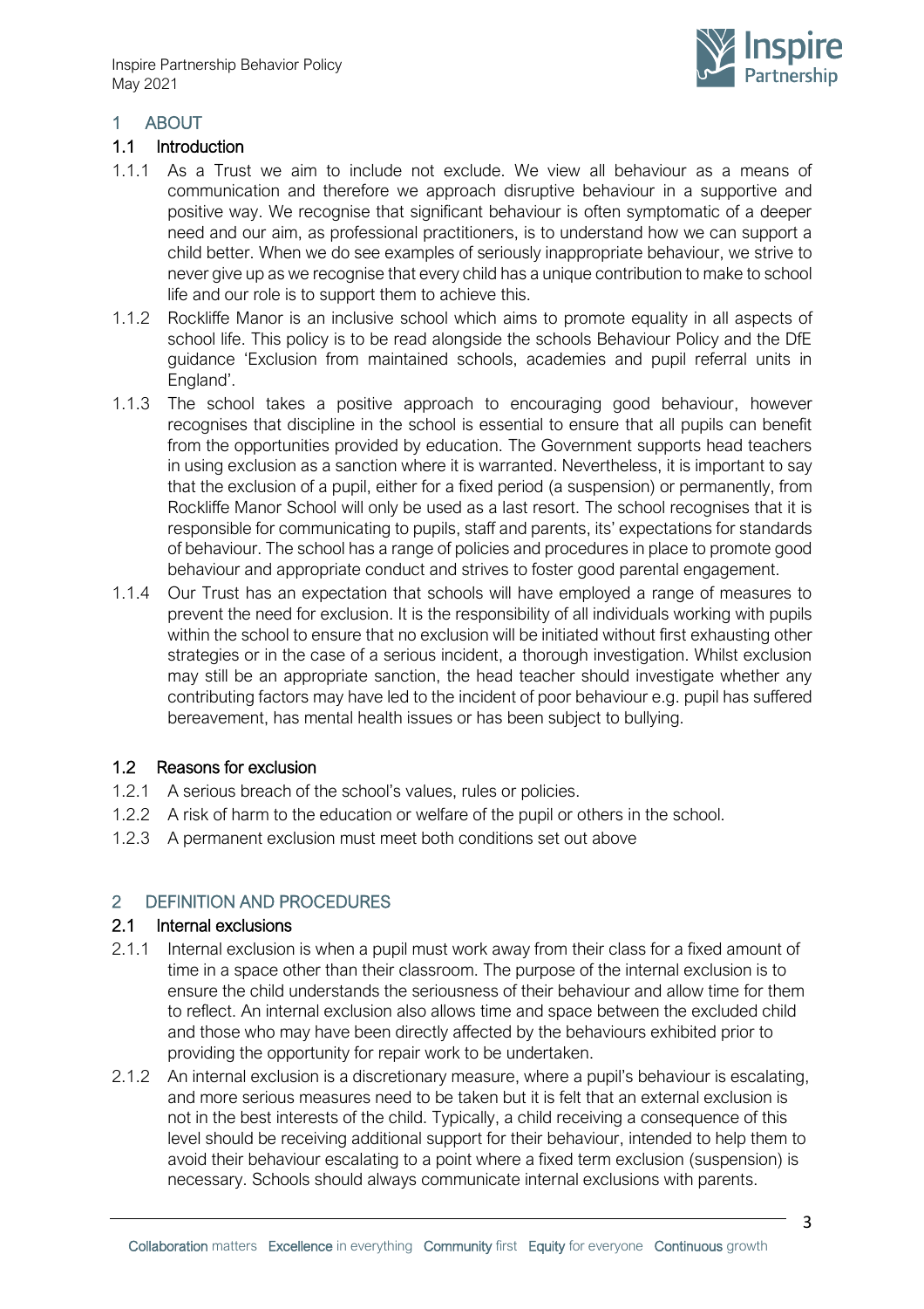# 1 ABOUT

## 1.1 Introduction

1.1.1 As a Trust we aim to include not exclude. We view all behaviour as a means of communication and therefore we approach disruptive behaviour in a supportive and positive way. We recognise that significant behaviour is often symptomatic of a deeper need and our aim, as professional practitioners, is to understand how we can support a child better. When we do see examples of seriously inappropriate behaviour, we strive to never give up as we recognise that every child has a unique contribution to make to school life and our role is to support them to achieve this.

1.1.2 Rockliffe Manor is an inclusive school which aims to promote equality in all aspects of school life. This policy is to be read alongside the schools Behaviour Policy and the DfE guidance 'Exclusion from maintained schools, academies and pupil referral units in England'.

1.1.3 The school takes a positive approach to encouraging good behaviour, however recognises that discipline in the school is essential to ensure that all pupils can benefit from the opportunities provided by education. The Government supports head teachers in using exclusion as a sanction where it is warranted. Nevertheless, it is important to say that the exclusion of a pupil, either for a fixed period (a suspension) or permanently, from Rockliffe Manor School will only be used as a last resort. The school recognises that it is responsible for communicating to pupils, staff and parents, its' expectations for standards of behaviour. The school has a range of policies and procedures in place to promote good behaviour and appropriate conduct and strives to foster good parental engagement.

1.1.4 Our Trust has an expectation that schools will have employed a range of measures to prevent the need for exclusion. It is the responsibility of all individuals working with pupils within the school to ensure that no exclusion will be initiated without first exhausting other strategies or in the case of a serious incident, a thorough investigation. Whilst exclusion may still be an appropriate sanction, the head teacher should investigate whether any contributing factors may have led to the incident of poor behaviour e.g. pupil has suffered bereavement, has mental health issues or has been subject to bullying.

## 1.2 Reasons for exclusion

1.2.1 A serious breach of the school's values, rules or policies.

1.2.2 A risk of harm to the education or welfare of the pupil or others in the school.

1.2.3 A permanent exclusion must meet both conditions set out above

# 2 DEFINITION AND PROCEDURES

## 2.1 Internal exclusions

2.1.1 Internal exclusion is when a pupil must work away from their class for a fixed amount of time in a space other than their classroom. The purpose of the internal exclusion is to ensure the child understands the seriousness of their behaviour and allow time for them to reflect. An internal exclusion also allows time and space between the excluded child and those who may have been directly affected by the behaviours exhibited prior to providing the opportunity for repair work to be undertaken.

2.1.2 An internal exclusion is a discretionary measure, where a pupil's behaviour is escalating, and more serious measures need to be taken but it is felt that an external exclusion is not in the best interests of the child. Typically, a child receiving a consequence of this level should be receiving additional support for their behaviour, intended to help them to avoid their behaviour escalating to a point where a fixed term exclusion (suspension) is necessary. Schools should always communicate internal exclusions with parents.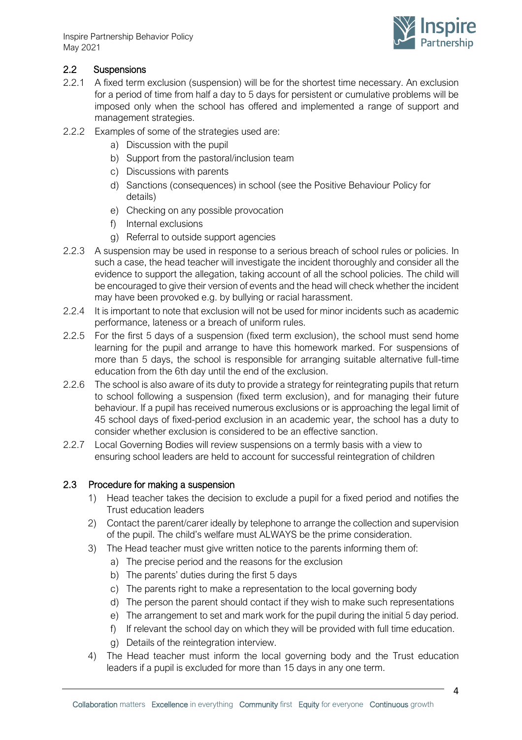## 2.2 Suspensions

2.2.1 A fixed term exclusion (suspension) will be for the shortest time necessary. An exclusion for a period of time from half a day to 5 days for persistent or cumulative problems will be imposed only when the school has offered and implemented a range of support and management strategies.

2.2.2 Examples of some of the strategies used are:

a) Discussion with the pupil
b) Support from the pastoral/inclusion team
c) Discussions with parents
d) Sanctions (consequences) in school (see the Positive Behaviour Policy for details)
e) Checking on any possible provocation
f) Internal exclusions
g) Referral to outside support agencies

2.2.3 A suspension may be used in response to a serious breach of school rules or policies. In such a case, the head teacher will investigate the incident thoroughly and consider all the evidence to support the allegation, taking account of all the school policies. The child will be encouraged to give their version of events and the head will check whether the incident may have been provoked e.g. by bullying or racial harassment.

2.2.4 It is important to note that exclusion will not be used for minor incidents such as academic performance, lateness or a breach of uniform rules.

2.2.5 For the first 5 days of a suspension (fixed term exclusion), the school must send home learning for the pupil and arrange to have this homework marked. For suspensions of more than 5 days, the school is responsible for arranging suitable alternative full-time education from the 6th day until the end of the exclusion.

2.2.6 The school is also aware of its duty to provide a strategy for reintegrating pupils that return to school following a suspension (fixed term exclusion), and for managing their future behaviour. If a pupil has received numerous exclusions or is approaching the legal limit of 45 school days of fixed-period exclusion in an academic year, the school has a duty to consider whether exclusion is considered to be an effective sanction.

2.2.7 Local Governing Bodies will review suspensions on a termly basis with a view to ensuring school leaders are held to account for successful reintegration of children

## 2.3 Procedure for making a suspension

1) Head teacher takes the decision to exclude a pupil for a fixed period and notifies the Trust education leaders
2) Contact the parent/carer ideally by telephone to arrange the collection and supervision of the pupil. The child's welfare must ALWAYS be the prime consideration.
3) The Head teacher must give written notice to the parents informing them of:
   a) The precise period and the reasons for the exclusion
   b) The parents' duties during the first 5 days
   c) The parents right to make a representation to the local governing body
   d) The person the parent should contact if they wish to make such representations
   e) The arrangement to set and mark work for the pupil during the initial 5 day period.
   f) If relevant the school day on which they will be provided with full time education.
   g) Details of the reintegration interview.
4) The Head teacher must inform the local governing body and the Trust education leaders if a pupil is excluded for more than 15 days in any one term.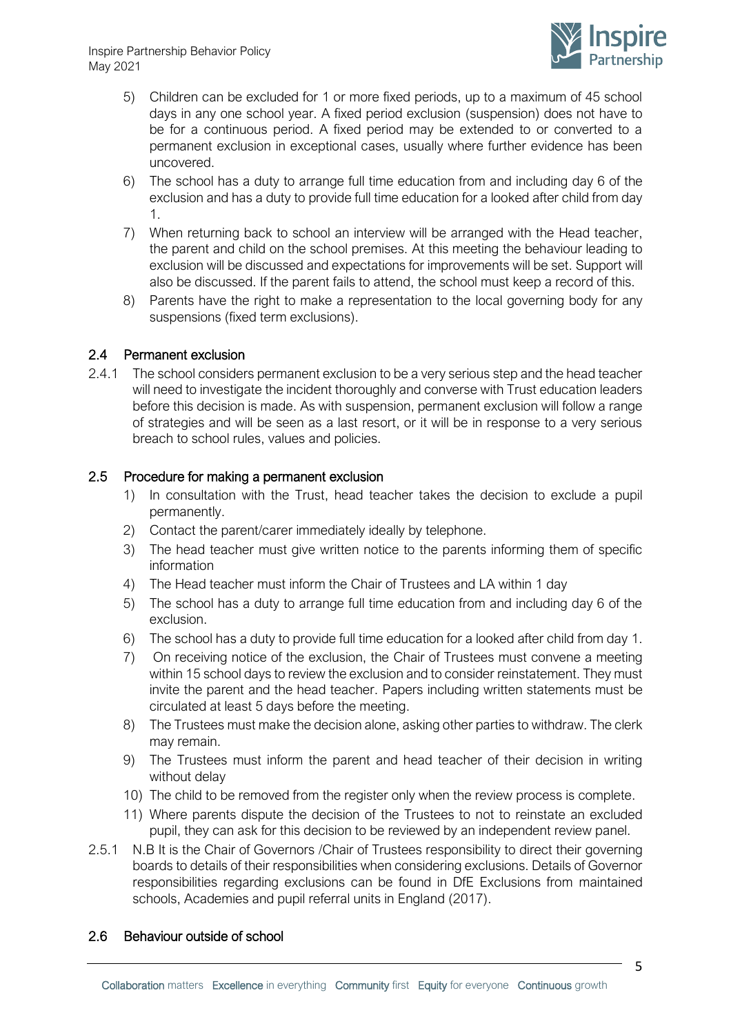5) Children can be excluded for 1 or more fixed periods, up to a maximum of 45 school days in any one school year. A fixed period exclusion (suspension) does not have to be for a continuous period. A fixed period may be extended to or converted to a permanent exclusion in exceptional cases, usually where further evidence has been uncovered.
6) The school has a duty to arrange full time education from and including day 6 of the exclusion and has a duty to provide full time education for a looked after child from day 1.
7) When returning back to school an interview will be arranged with the Head teacher, the parent and child on the school premises. At this meeting the behaviour leading to exclusion will be discussed and expectations for improvements will be set. Support will also be discussed. If the parent fails to attend, the school must keep a record of this.
8) Parents have the right to make a representation to the local governing body for any suspensions (fixed term exclusions).

## 2.4 Permanent exclusion

2.4.1 The school considers permanent exclusion to be a very serious step and the head teacher will need to investigate the incident thoroughly and converse with Trust education leaders before this decision is made. As with suspension, permanent exclusion will follow a range of strategies and will be seen as a last resort, or it will be in response to a very serious breach to school rules, values and policies.

## 2.5 Procedure for making a permanent exclusion

1) In consultation with the Trust, head teacher takes the decision to exclude a pupil permanently.
2) Contact the parent/carer immediately ideally by telephone.
3) The head teacher must give written notice to the parents informing them of specific information
4) The Head teacher must inform the Chair of Trustees and LA within 1 day
5) The school has a duty to arrange full time education from and including day 6 of the exclusion.
6) The school has a duty to provide full time education for a looked after child from day 1.
7) On receiving notice of the exclusion, the Chair of Trustees must convene a meeting within 15 school days to review the exclusion and to consider reinstatement. They must invite the parent and the head teacher. Papers including written statements must be circulated at least 5 days before the meeting.
8) The Trustees must make the decision alone, asking other parties to withdraw. The clerk may remain.
9) The Trustees must inform the parent and head teacher of their decision in writing without delay
10) The child to be removed from the register only when the review process is complete.
11) Where parents dispute the decision of the Trustees to not to reinstate an excluded pupil, they can ask for this decision to be reviewed by an independent review panel.

2.5.1 N.B It is the Chair of Governors /Chair of Trustees responsibility to direct their governing boards to details of their responsibilities when considering exclusions. Details of Governor responsibilities regarding exclusions can be found in DfE Exclusions from maintained schools, Academies and pupil referral units in England (2017).

## 2.6 Behaviour outside of school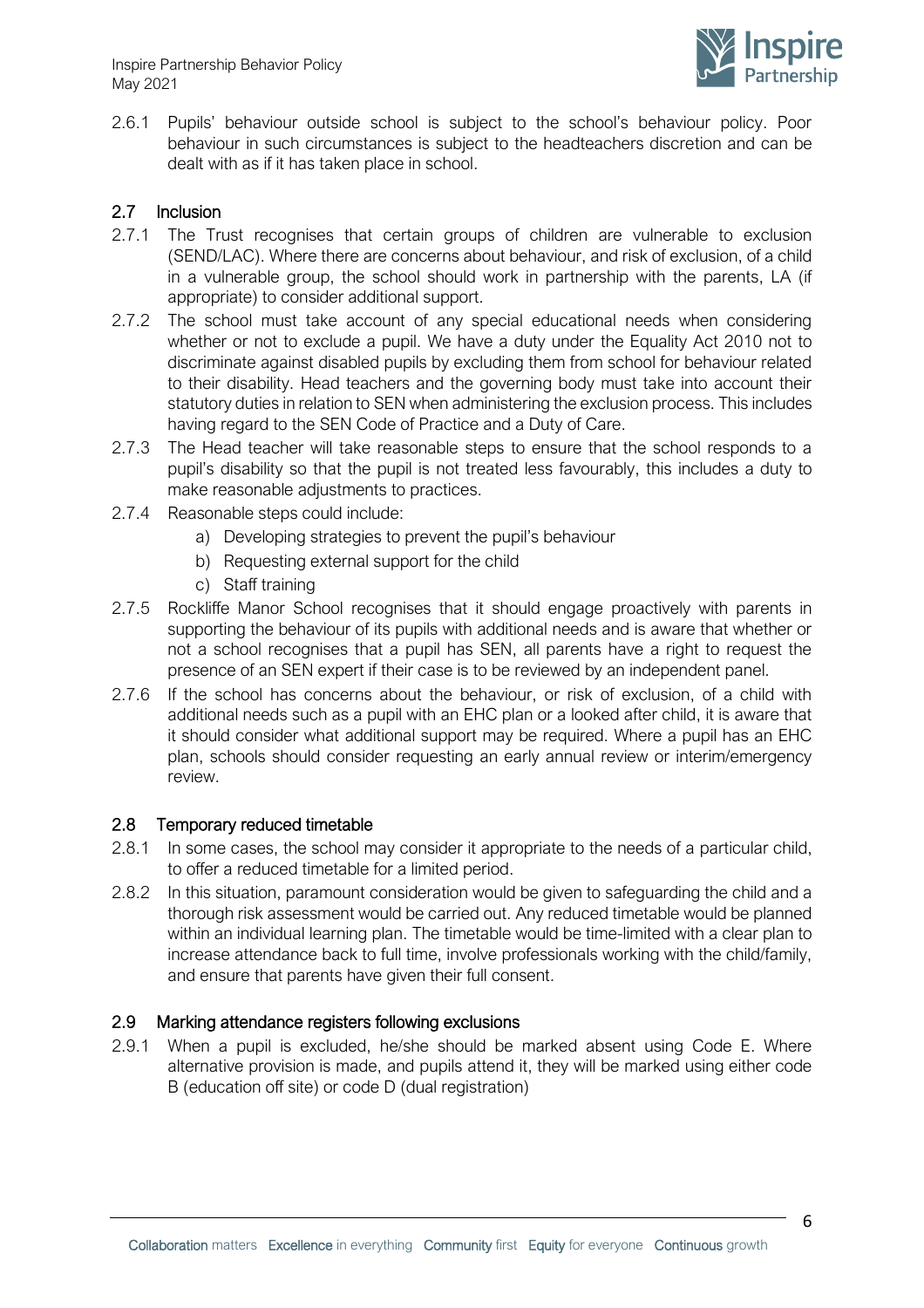2.6.1 Pupils' behaviour outside school is subject to the school's behaviour policy. Poor behaviour in such circumstances is subject to the headteachers discretion and can be dealt with as if it has taken place in school.

## 2.7 Inclusion

2.7.1 The Trust recognises that certain groups of children are vulnerable to exclusion (SEND/LAC). Where there are concerns about behaviour, and risk of exclusion, of a child in a vulnerable group, the school should work in partnership with the parents, LA (if appropriate) to consider additional support.

2.7.2 The school must take account of any special educational needs when considering whether or not to exclude a pupil. We have a duty under the Equality Act 2010 not to discriminate against disabled pupils by excluding them from school for behaviour related to their disability. Head teachers and the governing body must take into account their statutory duties in relation to SEN when administering the exclusion process. This includes having regard to the SEN Code of Practice and a Duty of Care.

2.7.3 The Head teacher will take reasonable steps to ensure that the school responds to a pupil's disability so that the pupil is not treated less favourably, this includes a duty to make reasonable adjustments to practices.

2.7.4 Reasonable steps could include:

a) Developing strategies to prevent the pupil's behaviour
b) Requesting external support for the child
c) Staff training

2.7.5 Rockliffe Manor School recognises that it should engage proactively with parents in supporting the behaviour of its pupils with additional needs and is aware that whether or not a school recognises that a pupil has SEN, all parents have a right to request the presence of an SEN expert if their case is to be reviewed by an independent panel.

2.7.6 If the school has concerns about the behaviour, or risk of exclusion, of a child with additional needs such as a pupil with an EHC plan or a looked after child, it is aware that it should consider what additional support may be required. Where a pupil has an EHC plan, schools should consider requesting an early annual review or interim/emergency review.

## 2.8 Temporary reduced timetable

2.8.1 In some cases, the school may consider it appropriate to the needs of a particular child, to offer a reduced timetable for a limited period.

2.8.2 In this situation, paramount consideration would be given to safeguarding the child and a thorough risk assessment would be carried out. Any reduced timetable would be planned within an individual learning plan. The timetable would be time-limited with a clear plan to increase attendance back to full time, involve professionals working with the child/family, and ensure that parents have given their full consent.

## 2.9 Marking attendance registers following exclusions

2.9.1 When a pupil is excluded, he/she should be marked absent using Code E. Where alternative provision is made, and pupils attend it, they will be marked using either code B (education off site) or code D (dual registration)